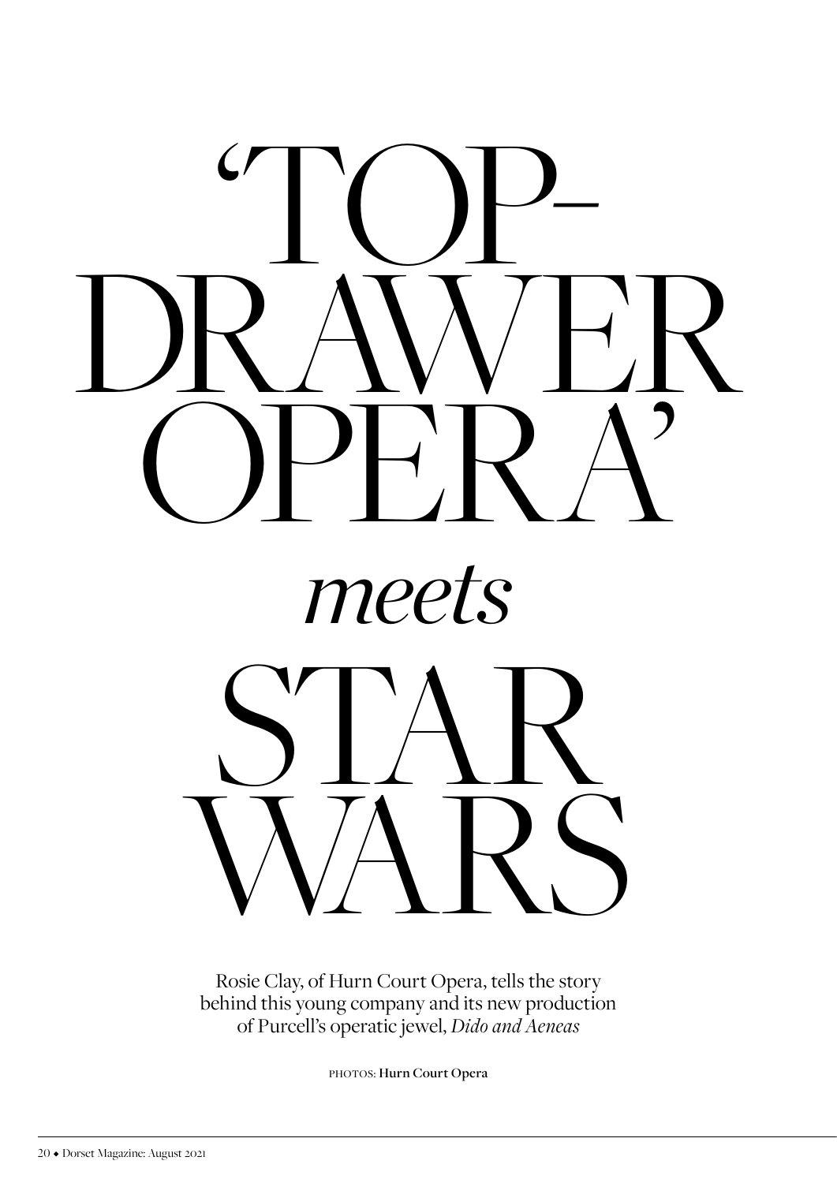# 'TOP-DRAWER OPERA' *meets* STAR WARS

Rosie Clay, of Hurn Court Opera, tells the story behind this young company and its new production of Purcell's operatic jewel, *Dido and Aeneas*

PHOTOS: **Hurn Court Opera**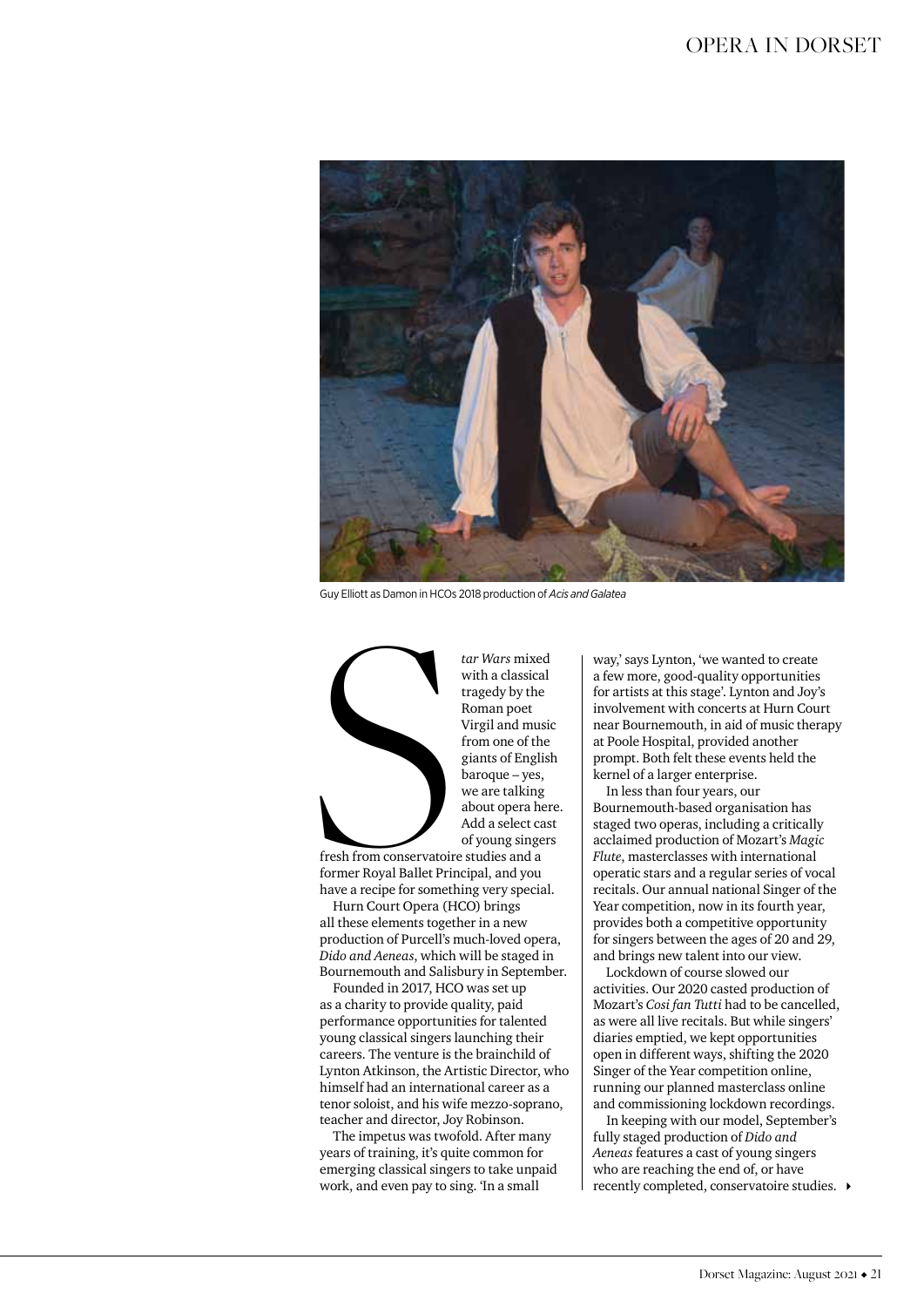Guy Elliott as Damon in HCOs 2018 production of *Acis and Galatea*

S*tar Wars* mixed with a classical tragedy by the Roman poet Virgil and music from one of the giants of English baroque – yes, we are talking about opera here. Add a select cast of young singers fresh from conservatoire studies and a former Royal Ballet Principal, and you have a recipe for something very special.

Hurn Court Opera (HCO) brings all these elements together in a new production of Purcell's much-loved opera, *Dido and Aeneas*, which will be staged in Bournemouth and Salisbury in September.

Founded in 2017, HCO was set up as a charity to provide quality, paid performance opportunities for talented young classical singers launching their careers. The venture is the brainchild of Lynton Atkinson, the Artistic Director, who himself had an international career as a tenor soloist, and his wife mezzo-soprano, teacher and director, Joy Robinson.

The impetus was twofold. After many years of training, it's quite common for emerging classical singers to take unpaid work, and even pay to sing. 'In a small way,' says Lynton, 'we wanted to create a few more, good-quality opportunities for artists at this stage'. Lynton and Joy's involvement with concerts at Hurn Court near Bournemouth, in aid of music therapy at Poole Hospital, provided another prompt. Both felt these events held the kernel of a larger enterprise.

In less than four years, our Bournemouth-based organisation has staged two operas, including a critically acclaimed production of Mozart's *Magic Flute*, masterclasses with international operatic stars and a regular series of vocal recitals. Our annual national Singer of the Year competition, now in its fourth year, provides both a competitive opportunity for singers between the ages of 20 and 29, and brings new talent into our view.

Lockdown of course slowed our activities. Our 2020 casted production of Mozart's *Cosi fan Tutti* had to be cancelled, as were all live recitals. But while singers' diaries emptied, we kept opportunities open in different ways, shifting the 2020 Singer of the Year competition online, running our planned masterclass online and commissioning lockdown recordings.

In keeping with our model, September's fully staged production of *Dido and Aeneas* features a cast of young singers who are reaching the end of, or have recently completed, conservatoire studies.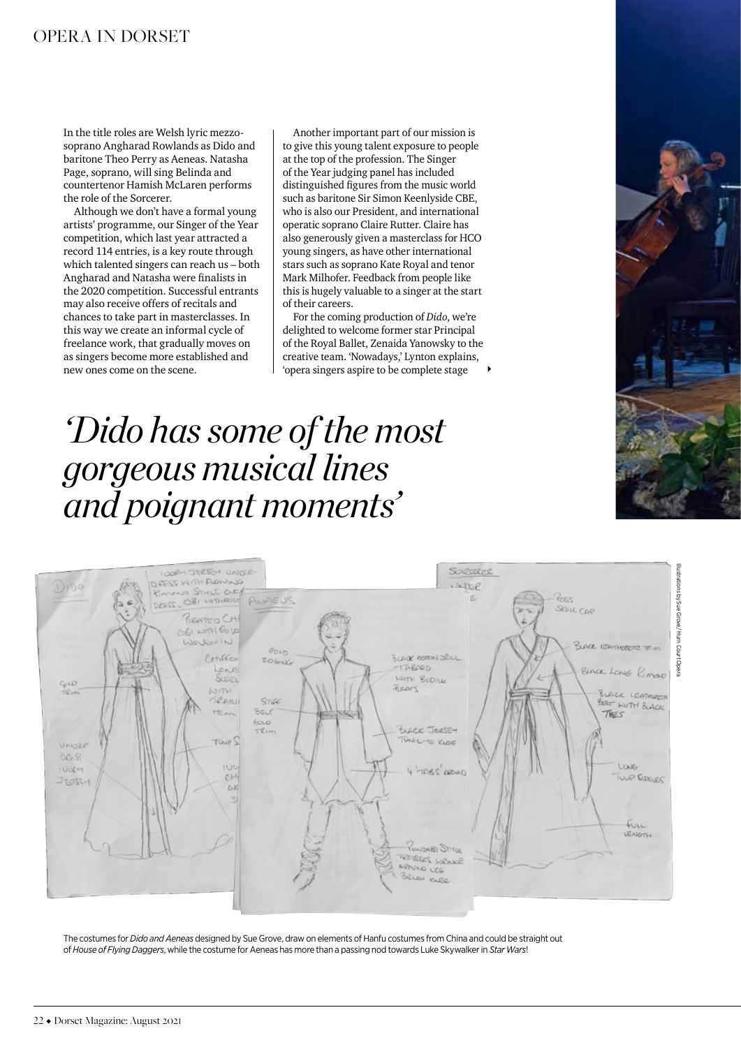In the title roles are Welsh lyric mezzo-soprano Angharad Rowlands as Dido and baritone Theo Perry as Aeneas. Natasha Page, soprano, will sing Belinda and countertenor Hamish McLaren performs the role of the Sorcerer.

Although we don't have a formal young artists' programme, our Singer of the Year competition, which last year attracted a record 114 entries, is a key route through which talented singers can reach us – both Angharad and Natasha were finalists in the 2020 competition. Successful entrants may also receive offers of recitals and chances to take part in masterclasses. In this way we create an informal cycle of freelance work, that gradually moves on as singers become more established and new ones come on the scene.

Another important part of our mission is to give this young talent exposure to people at the top of the profession. The Singer of the Year judging panel has included distinguished figures from the music world such as baritone Sir Simon Keenlyside CBE, who is also our President, and international operatic soprano Claire Rutter. Claire has also generously given a masterclass for HCO young singers, as have other international stars such as soprano Kate Royal and tenor Mark Milhofer. Feedback from people like this is hugely valuable to a singer at the start of their careers.

For the coming production of *Dido*, we're delighted to welcome former star Principal of the Royal Ballet, Zenaida Yanowsky to the creative team. 'Nowadays,' Lynton explains, 'opera singers aspire to be complete stage

## *'Dido has some of the most gorgeous musical lines and poignant moments'*

Illustrations by Sue Grove/Hurn Court Opera

The costumes for *Dido and Aeneas* designed by Sue Grove, draw on elements of Hanfu costumes from China and could be straight out of *House of Flying Daggers*, while the costume for Aeneas has more than a passing nod towards Luke Skywalker in *Star Wars*!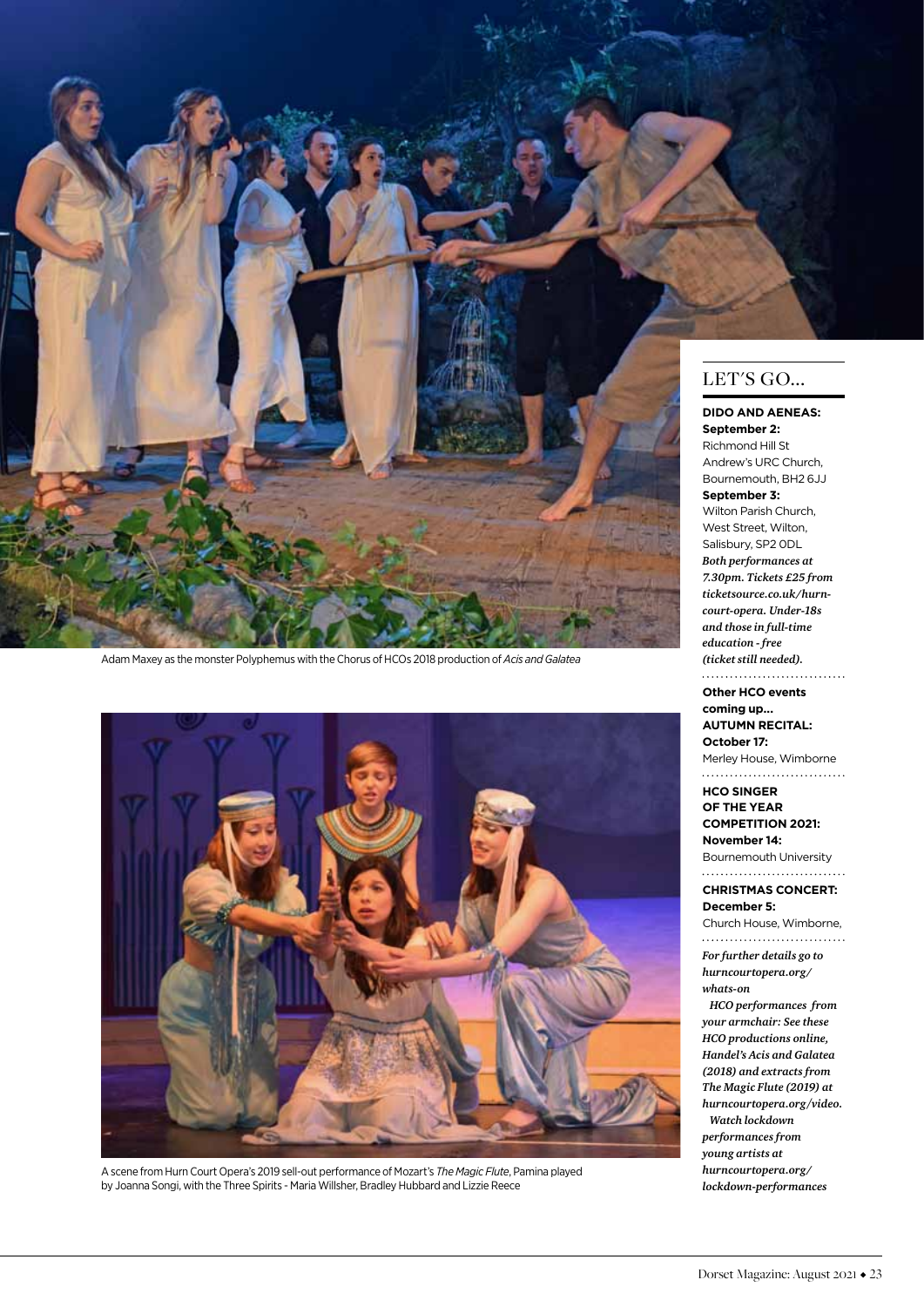Adam Maxey as the monster Polyphemus with the Chorus of HCOs 2018 production of *Acis and Galatea*

A scene from Hurn Court Opera's 2019 sell-out performance of Mozart's *The Magic Flute*, Pamina played by Joanna Songi, with the Three Spirits - Maria Willsher, Bradley Hubbard and Lizzie Reece

## LET'S GO...

**DIDO AND AENEAS:**
**September 2:**
Richmond Hill St Andrew's URC Church, Bournemouth, BH2 6JJ
**September 3:**
Wilton Parish Church, West Street, Wilton, Salisbury, SP2 0DL
***Both performances at 7.30pm. Tickets £25 from ticketsource.co.uk/hurn-court-opera. Under-18s and those in full-time education - free (ticket still needed).***

**Other HCO events coming up...**
**AUTUMN RECITAL:**
**October 17:**
Merley House, Wimborne

**HCO SINGER OF THE YEAR COMPETITION 2021:**
**November 14:**
Bournemouth University

**CHRISTMAS CONCERT:**
**December 5:**
Church House, Wimborne,

***For further details go to hurncourtopera.org/whats-on***

***HCO performances from your armchair: See these HCO productions online, Handel's Acis and Galatea (2018) and extracts from The Magic Flute (2019) at hurncourtopera.org/video.***

***Watch lockdown performances from young artists at hurncourtopera.org/lockdown-performances***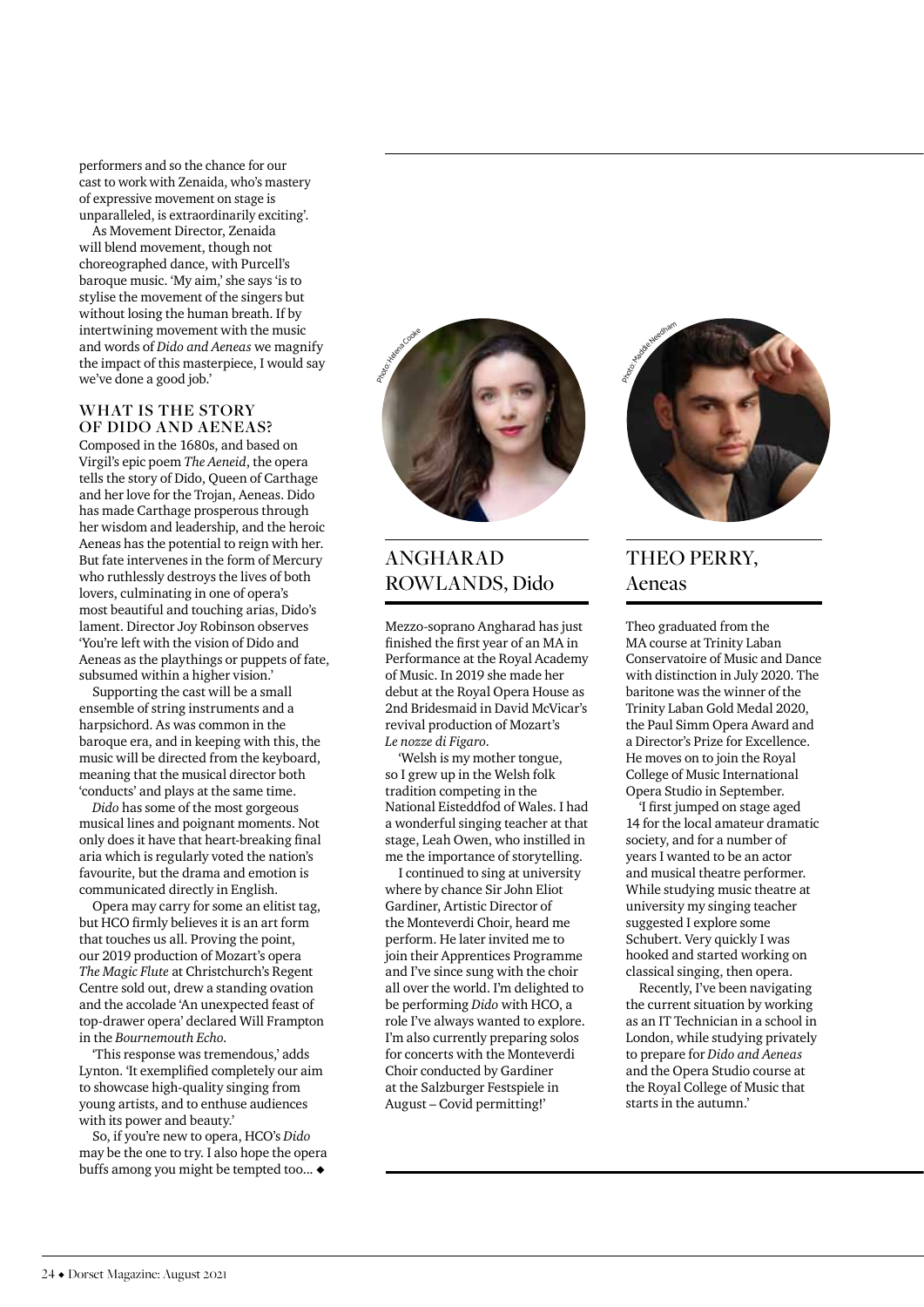performers and so the chance for our cast to work with Zenaida, who's mastery of expressive movement on stage is unparalleled, is extraordinarily exciting'.

As Movement Director, Zenaida will blend movement, though not choreographed dance, with Purcell's baroque music. 'My aim,' she says 'is to stylise the movement of the singers but without losing the human breath. If by intertwining movement with the music and words of *Dido and Aeneas* we magnify the impact of this masterpiece, I would say we've done a good job.'

## WHAT IS THE STORY OF DIDO AND AENEAS?

Composed in the 1680s, and based on Virgil's epic poem *The Aeneid*, the opera tells the story of Dido, Queen of Carthage and her love for the Trojan, Aeneas. Dido has made Carthage prosperous through her wisdom and leadership, and the heroic Aeneas has the potential to reign with her. But fate intervenes in the form of Mercury who ruthlessly destroys the lives of both lovers, culminating in one of opera's most beautiful and touching arias, Dido's lament. Director Joy Robinson observes 'You're left with the vision of Dido and Aeneas as the playthings or puppets of fate, subsumed within a higher vision.'

Supporting the cast will be a small ensemble of string instruments and a harpsichord. As was common in the baroque era, and in keeping with this, the music will be directed from the keyboard, meaning that the musical director both 'conducts' and plays at the same time.

*Dido* has some of the most gorgeous musical lines and poignant moments. Not only does it have that heart-breaking final aria which is regularly voted the nation's favourite, but the drama and emotion is communicated directly in English.

Opera may carry for some an elitist tag, but HCO firmly believes it is an art form that touches us all. Proving the point, our 2019 production of Mozart's opera *The Magic Flute* at Christchurch's Regent Centre sold out, drew a standing ovation and the accolade 'An unexpected feast of top-drawer opera' declared Will Frampton in the *Bournemouth Echo*.

'This response was tremendous,' adds Lynton. 'It exemplified completely our aim to showcase high-quality singing from young artists, and to enthuse audiences with its power and beauty.'

So, if you're new to opera, HCO's *Dido* may be the one to try. I also hope the opera buffs among you might be tempted too... ◆

Photo: Helena Cooke

## ANGHARAD ROWLANDS, Dido

Mezzo-soprano Angharad has just finished the first year of an MA in Performance at the Royal Academy of Music. In 2019 she made her debut at the Royal Opera House as 2nd Bridesmaid in David McVicar's revival production of Mozart's *Le nozze di Figaro*.

'Welsh is my mother tongue, so I grew up in the Welsh folk tradition competing in the National Eisteddfod of Wales. I had a wonderful singing teacher at that stage, Leah Owen, who instilled in me the importance of storytelling.

I continued to sing at university where by chance Sir John Eliot Gardiner, Artistic Director of the Monteverdi Choir, heard me perform. He later invited me to join their Apprentices Programme and I've since sung with the choir all over the world. I'm delighted to be performing *Dido* with HCO, a role I've always wanted to explore. I'm also currently preparing solos for concerts with the Monteverdi Choir conducted by Gardiner at the Salzburger Festspiele in August – Covid permitting!'

Photo: Maddie Needham

## THEO PERRY, Aeneas

Theo graduated from the MA course at Trinity Laban Conservatoire of Music and Dance with distinction in July 2020. The baritone was the winner of the Trinity Laban Gold Medal 2020, the Paul Simm Opera Award and a Director's Prize for Excellence. He moves on to join the Royal College of Music International Opera Studio in September.

'I first jumped on stage aged 14 for the local amateur dramatic society, and for a number of years I wanted to be an actor and musical theatre performer. While studying music theatre at university my singing teacher suggested I explore some Schubert. Very quickly I was hooked and started working on classical singing, then opera.

Recently, I've been navigating the current situation by working as an IT Technician in a school in London, while studying privately to prepare for *Dido and Aeneas* and the Opera Studio course at the Royal College of Music that starts in the autumn.'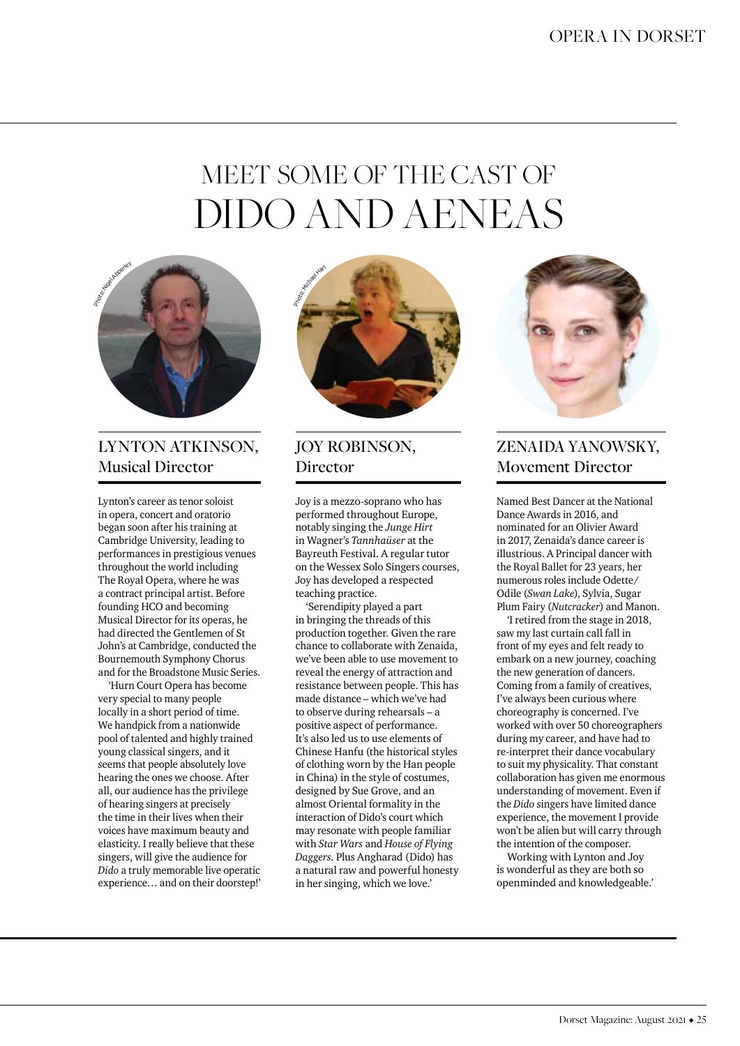# MEET SOME OF THE CAST OF DIDO AND AENEAS

Photo: Nigel Apperley

Photo: Michael Hart

## LYNTON ATKINSON, Musical Director

Lynton's career as tenor soloist in opera, concert and oratorio began soon after his training at Cambridge University, leading to performances in prestigious venues throughout the world including The Royal Opera, where he was a contract principal artist. Before founding HCO and becoming Musical Director for its operas, he had directed the Gentlemen of St John's at Cambridge, conducted the Bournemouth Symphony Chorus and for the Broadstone Music Series.

'Hurn Court Opera has become very special to many people locally in a short period of time. We handpick from a nationwide pool of talented and highly trained young classical singers, and it seems that people absolutely love hearing the ones we choose. After all, our audience has the privilege of hearing singers at precisely the time in their lives when their voices have maximum beauty and elasticity. I really believe that these singers, will give the audience for *Dido* a truly memorable live operatic experience… and on their doorstep!'

## JOY ROBINSON, Director

Joy is a mezzo-soprano who has performed throughout Europe, notably singing the *Junge Hirt* in Wagner's *Tannhaüser* at the Bayreuth Festival. A regular tutor on the Wessex Solo Singers courses, Joy has developed a respected teaching practice.

'Serendipity played a part in bringing the threads of this production together. Given the rare chance to collaborate with Zenaida, we've been able to use movement to reveal the energy of attraction and resistance between people. This has made distance – which we've had to observe during rehearsals – a positive aspect of performance. It's also led us to use elements of Chinese Hanfu (the historical styles of clothing worn by the Han people in China) in the style of costumes, designed by Sue Grove, and an almost Oriental formality in the interaction of Dido's court which may resonate with people familiar with *Star Wars* and *House of Flying Daggers*. Plus Angharad (Dido) has a natural raw and powerful honesty in her singing, which we love.'

## ZENAIDA YANOWSKY, Movement Director

Named Best Dancer at the National Dance Awards in 2016, and nominated for an Olivier Award in 2017, Zenaida's dance career is illustrious. A Principal dancer with the Royal Ballet for 23 years, her numerous roles include Odette/Odile (*Swan Lake*), Sylvia, Sugar Plum Fairy (*Nutcracker*) and Manon.

'I retired from the stage in 2018, saw my last curtain call fall in front of my eyes and felt ready to embark on a new journey, coaching the new generation of dancers. Coming from a family of creatives, I've always been curious where choreography is concerned. I've worked with over 50 choreographers during my career, and have had to re-interpret their dance vocabulary to suit my physicality. That constant collaboration has given me enormous understanding of movement. Even if the *Dido* singers have limited dance experience, the movement I provide won't be alien but will carry through the intention of the composer.

Working with Lynton and Joy is wonderful as they are both so openminded and knowledgeable.'